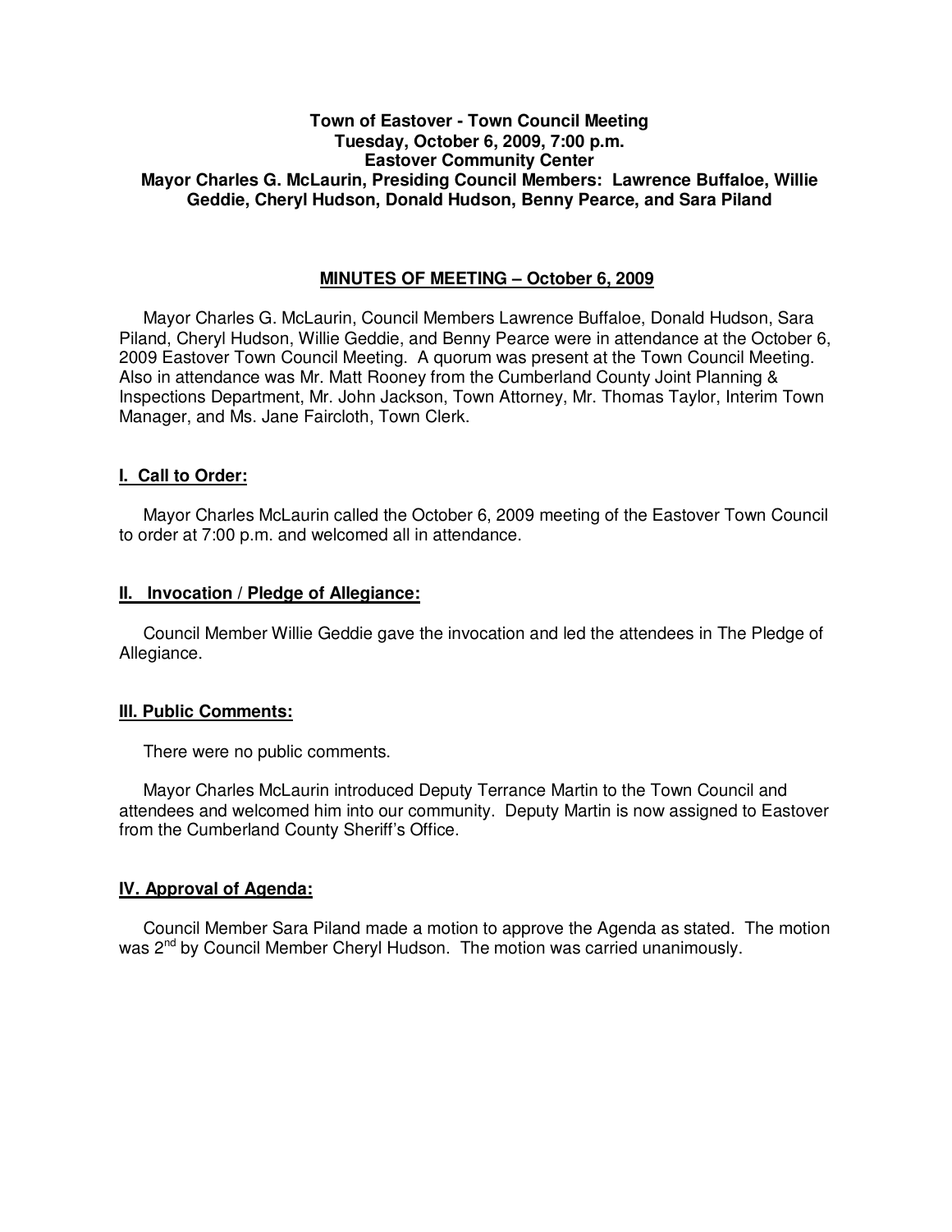**Town of Eastover - Town Council Meeting**
**Tuesday, October 6, 2009, 7:00 p.m.**
**Eastover Community Center**
**Mayor Charles G. McLaurin, Presiding Council Members: Lawrence Buffaloe, Willie Geddie, Cheryl Hudson, Donald Hudson, Benny Pearce, and Sara Piland**

## MINUTES OF MEETING – October 6, 2009

Mayor Charles G. McLaurin, Council Members Lawrence Buffaloe, Donald Hudson, Sara Piland, Cheryl Hudson, Willie Geddie, and Benny Pearce were in attendance at the October 6, 2009 Eastover Town Council Meeting. A quorum was present at the Town Council Meeting. Also in attendance was Mr. Matt Rooney from the Cumberland County Joint Planning & Inspections Department, Mr. John Jackson, Town Attorney, Mr. Thomas Taylor, Interim Town Manager, and Ms. Jane Faircloth, Town Clerk.

### I. Call to Order:

Mayor Charles McLaurin called the October 6, 2009 meeting of the Eastover Town Council to order at 7:00 p.m. and welcomed all in attendance.

### II. Invocation / Pledge of Allegiance:

Council Member Willie Geddie gave the invocation and led the attendees in The Pledge of Allegiance.

### III. Public Comments:

There were no public comments.

Mayor Charles McLaurin introduced Deputy Terrance Martin to the Town Council and attendees and welcomed him into our community. Deputy Martin is now assigned to Eastover from the Cumberland County Sheriff's Office.

### IV. Approval of Agenda:

Council Member Sara Piland made a motion to approve the Agenda as stated. The motion was 2nd by Council Member Cheryl Hudson. The motion was carried unanimously.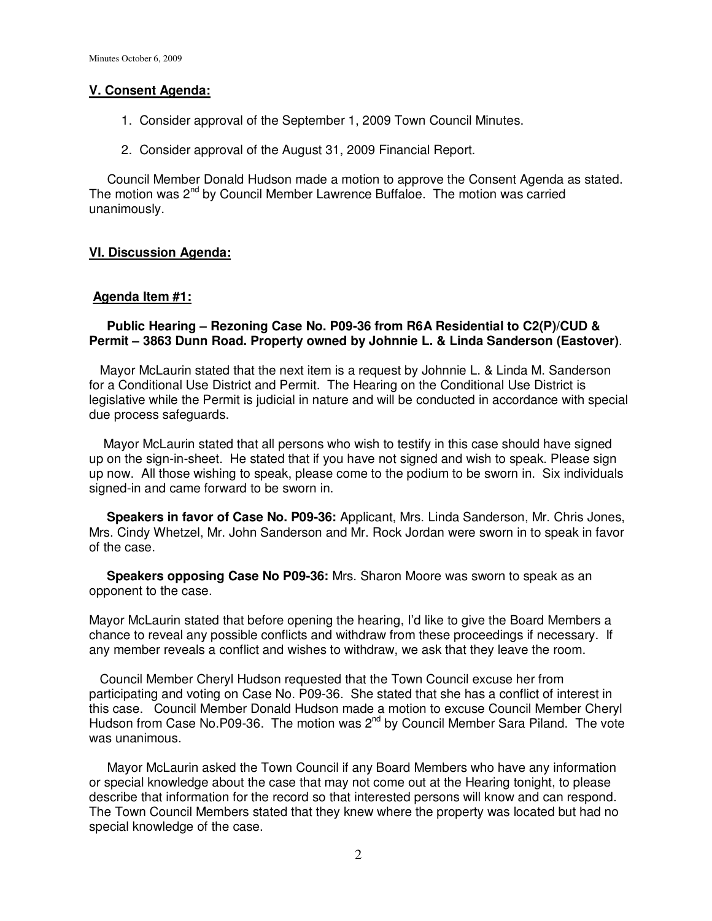## V. Consent Agenda:

1. Consider approval of the September 1, 2009 Town Council Minutes.

2. Consider approval of the August 31, 2009 Financial Report.

Council Member Donald Hudson made a motion to approve the Consent Agenda as stated. The motion was 2nd by Council Member Lawrence Buffaloe. The motion was carried unanimously.

## VI. Discussion Agenda:

### Agenda Item #1:

**Public Hearing – Rezoning Case No. P09-36 from R6A Residential to C2(P)/CUD & Permit – 3863 Dunn Road. Property owned by Johnnie L. & Linda Sanderson (Eastover)**.

Mayor McLaurin stated that the next item is a request by Johnnie L. & Linda M. Sanderson for a Conditional Use District and Permit. The Hearing on the Conditional Use District is legislative while the Permit is judicial in nature and will be conducted in accordance with special due process safeguards.

Mayor McLaurin stated that all persons who wish to testify in this case should have signed up on the sign-in-sheet. He stated that if you have not signed and wish to speak. Please sign up now. All those wishing to speak, please come to the podium to be sworn in. Six individuals signed-in and came forward to be sworn in.

**Speakers in favor of Case No. P09-36:** Applicant, Mrs. Linda Sanderson, Mr. Chris Jones, Mrs. Cindy Whetzel, Mr. John Sanderson and Mr. Rock Jordan were sworn in to speak in favor of the case.

**Speakers opposing Case No P09-36:** Mrs. Sharon Moore was sworn to speak as an opponent to the case.

Mayor McLaurin stated that before opening the hearing, I'd like to give the Board Members a chance to reveal any possible conflicts and withdraw from these proceedings if necessary. If any member reveals a conflict and wishes to withdraw, we ask that they leave the room.

Council Member Cheryl Hudson requested that the Town Council excuse her from participating and voting on Case No. P09-36. She stated that she has a conflict of interest in this case. Council Member Donald Hudson made a motion to excuse Council Member Cheryl Hudson from Case No.P09-36. The motion was 2nd by Council Member Sara Piland. The vote was unanimous.

Mayor McLaurin asked the Town Council if any Board Members who have any information or special knowledge about the case that may not come out at the Hearing tonight, to please describe that information for the record so that interested persons will know and can respond. The Town Council Members stated that they knew where the property was located but had no special knowledge of the case.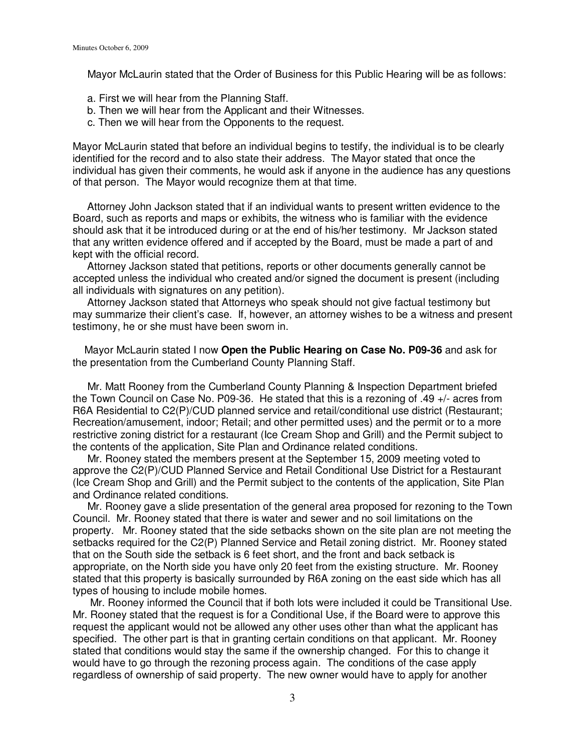Mayor McLaurin stated that the Order of Business for this Public Hearing will be as follows:

a. First we will hear from the Planning Staff.
b. Then we will hear from the Applicant and their Witnesses.
c. Then we will hear from the Opponents to the request.

Mayor McLaurin stated that before an individual begins to testify, the individual is to be clearly identified for the record and to also state their address. The Mayor stated that once the individual has given their comments, he would ask if anyone in the audience has any questions of that person. The Mayor would recognize them at that time.

Attorney John Jackson stated that if an individual wants to present written evidence to the Board, such as reports and maps or exhibits, the witness who is familiar with the evidence should ask that it be introduced during or at the end of his/her testimony. Mr Jackson stated that any written evidence offered and if accepted by the Board, must be made a part of and kept with the official record.

Attorney Jackson stated that petitions, reports or other documents generally cannot be accepted unless the individual who created and/or signed the document is present (including all individuals with signatures on any petition).

Attorney Jackson stated that Attorneys who speak should not give factual testimony but may summarize their client's case. If, however, an attorney wishes to be a witness and present testimony, he or she must have been sworn in.

Mayor McLaurin stated I now **Open the Public Hearing on Case No. P09-36** and ask for the presentation from the Cumberland County Planning Staff.

Mr. Matt Rooney from the Cumberland County Planning & Inspection Department briefed the Town Council on Case No. P09-36. He stated that this is a rezoning of .49 +/- acres from R6A Residential to C2(P)/CUD planned service and retail/conditional use district (Restaurant; Recreation/amusement, indoor; Retail; and other permitted uses) and the permit or to a more restrictive zoning district for a restaurant (Ice Cream Shop and Grill) and the Permit subject to the contents of the application, Site Plan and Ordinance related conditions.

Mr. Rooney stated the members present at the September 15, 2009 meeting voted to approve the C2(P)/CUD Planned Service and Retail Conditional Use District for a Restaurant (Ice Cream Shop and Grill) and the Permit subject to the contents of the application, Site Plan and Ordinance related conditions.

Mr. Rooney gave a slide presentation of the general area proposed for rezoning to the Town Council. Mr. Rooney stated that there is water and sewer and no soil limitations on the property. Mr. Rooney stated that the side setbacks shown on the site plan are not meeting the setbacks required for the C2(P) Planned Service and Retail zoning district. Mr. Rooney stated that on the South side the setback is 6 feet short, and the front and back setback is appropriate, on the North side you have only 20 feet from the existing structure. Mr. Rooney stated that this property is basically surrounded by R6A zoning on the east side which has all types of housing to include mobile homes.

Mr. Rooney informed the Council that if both lots were included it could be Transitional Use. Mr. Rooney stated that the request is for a Conditional Use, if the Board were to approve this request the applicant would not be allowed any other uses other than what the applicant has specified. The other part is that in granting certain conditions on that applicant. Mr. Rooney stated that conditions would stay the same if the ownership changed. For this to change it would have to go through the rezoning process again. The conditions of the case apply regardless of ownership of said property. The new owner would have to apply for another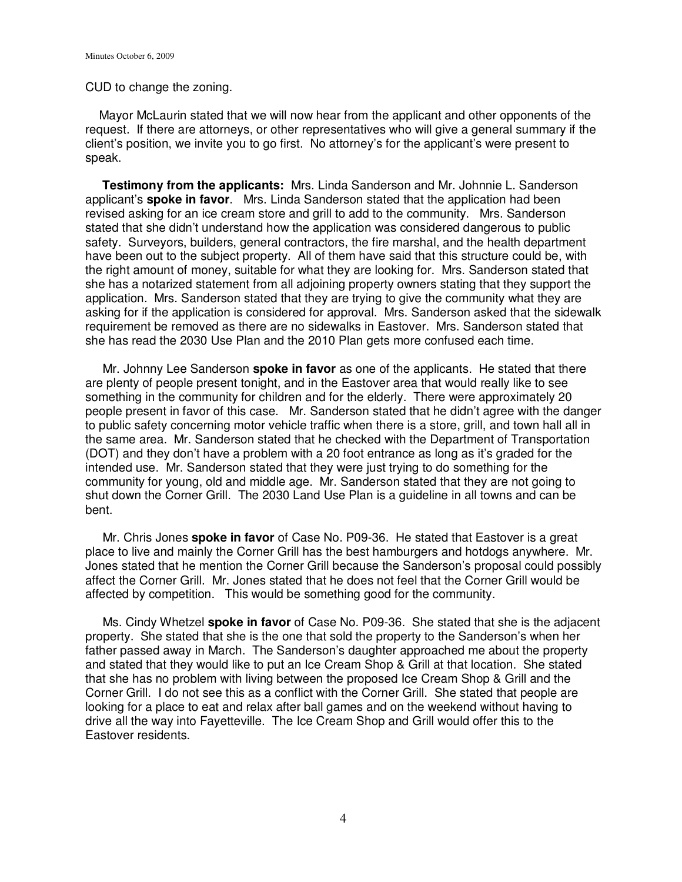CUD to change the zoning.

Mayor McLaurin stated that we will now hear from the applicant and other opponents of the request. If there are attorneys, or other representatives who will give a general summary if the client's position, we invite you to go first. No attorney's for the applicant's were present to speak.

**Testimony from the applicants:** Mrs. Linda Sanderson and Mr. Johnnie L. Sanderson applicant's **spoke in favor**. Mrs. Linda Sanderson stated that the application had been revised asking for an ice cream store and grill to add to the community. Mrs. Sanderson stated that she didn't understand how the application was considered dangerous to public safety. Surveyors, builders, general contractors, the fire marshal, and the health department have been out to the subject property. All of them have said that this structure could be, with the right amount of money, suitable for what they are looking for. Mrs. Sanderson stated that she has a notarized statement from all adjoining property owners stating that they support the application. Mrs. Sanderson stated that they are trying to give the community what they are asking for if the application is considered for approval. Mrs. Sanderson asked that the sidewalk requirement be removed as there are no sidewalks in Eastover. Mrs. Sanderson stated that she has read the 2030 Use Plan and the 2010 Plan gets more confused each time.

Mr. Johnny Lee Sanderson **spoke in favor** as one of the applicants. He stated that there are plenty of people present tonight, and in the Eastover area that would really like to see something in the community for children and for the elderly. There were approximately 20 people present in favor of this case. Mr. Sanderson stated that he didn't agree with the danger to public safety concerning motor vehicle traffic when there is a store, grill, and town hall all in the same area. Mr. Sanderson stated that he checked with the Department of Transportation (DOT) and they don't have a problem with a 20 foot entrance as long as it's graded for the intended use. Mr. Sanderson stated that they were just trying to do something for the community for young, old and middle age. Mr. Sanderson stated that they are not going to shut down the Corner Grill. The 2030 Land Use Plan is a guideline in all towns and can be bent.

Mr. Chris Jones **spoke in favor** of Case No. P09-36. He stated that Eastover is a great place to live and mainly the Corner Grill has the best hamburgers and hotdogs anywhere. Mr. Jones stated that he mention the Corner Grill because the Sanderson's proposal could possibly affect the Corner Grill. Mr. Jones stated that he does not feel that the Corner Grill would be affected by competition. This would be something good for the community.

Ms. Cindy Whetzel **spoke in favor** of Case No. P09-36. She stated that she is the adjacent property. She stated that she is the one that sold the property to the Sanderson's when her father passed away in March. The Sanderson's daughter approached me about the property and stated that they would like to put an Ice Cream Shop & Grill at that location. She stated that she has no problem with living between the proposed Ice Cream Shop & Grill and the Corner Grill. I do not see this as a conflict with the Corner Grill. She stated that people are looking for a place to eat and relax after ball games and on the weekend without having to drive all the way into Fayetteville. The Ice Cream Shop and Grill would offer this to the Eastover residents.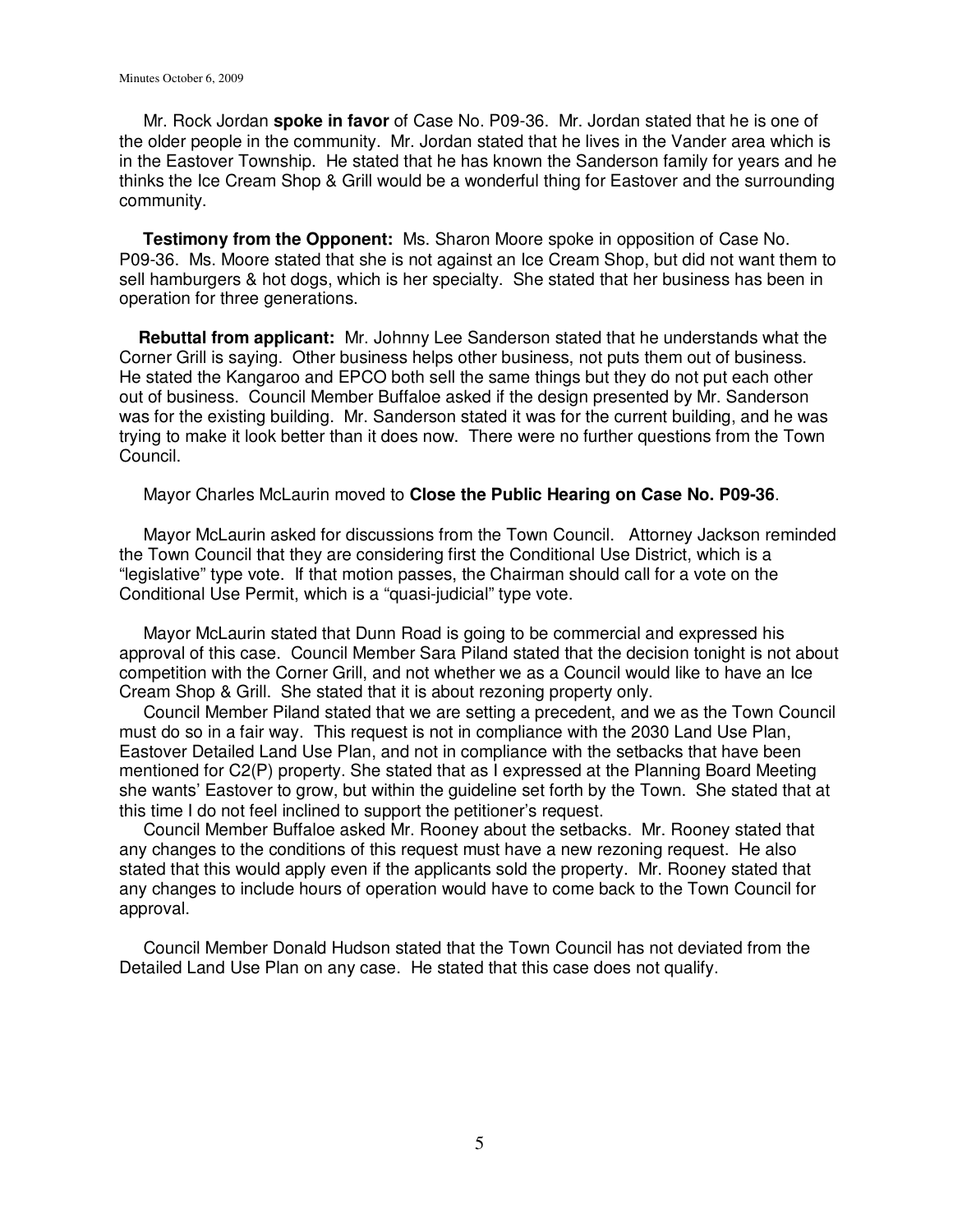Mr. Rock Jordan **spoke in favor** of Case No. P09-36. Mr. Jordan stated that he is one of the older people in the community. Mr. Jordan stated that he lives in the Vander area which is in the Eastover Township. He stated that he has known the Sanderson family for years and he thinks the Ice Cream Shop & Grill would be a wonderful thing for Eastover and the surrounding community.

**Testimony from the Opponent:** Ms. Sharon Moore spoke in opposition of Case No. P09-36. Ms. Moore stated that she is not against an Ice Cream Shop, but did not want them to sell hamburgers & hot dogs, which is her specialty. She stated that her business has been in operation for three generations.

**Rebuttal from applicant:** Mr. Johnny Lee Sanderson stated that he understands what the Corner Grill is saying. Other business helps other business, not puts them out of business. He stated the Kangaroo and EPCO both sell the same things but they do not put each other out of business. Council Member Buffaloe asked if the design presented by Mr. Sanderson was for the existing building. Mr. Sanderson stated it was for the current building, and he was trying to make it look better than it does now. There were no further questions from the Town Council.

Mayor Charles McLaurin moved to **Close the Public Hearing on Case No. P09-36**.

Mayor McLaurin asked for discussions from the Town Council. Attorney Jackson reminded the Town Council that they are considering first the Conditional Use District, which is a "legislative" type vote. If that motion passes, the Chairman should call for a vote on the Conditional Use Permit, which is a "quasi-judicial" type vote.

Mayor McLaurin stated that Dunn Road is going to be commercial and expressed his approval of this case. Council Member Sara Piland stated that the decision tonight is not about competition with the Corner Grill, and not whether we as a Council would like to have an Ice Cream Shop & Grill. She stated that it is about rezoning property only.

Council Member Piland stated that we are setting a precedent, and we as the Town Council must do so in a fair way. This request is not in compliance with the 2030 Land Use Plan, Eastover Detailed Land Use Plan, and not in compliance with the setbacks that have been mentioned for C2(P) property. She stated that as I expressed at the Planning Board Meeting she wants' Eastover to grow, but within the guideline set forth by the Town. She stated that at this time I do not feel inclined to support the petitioner's request.

Council Member Buffaloe asked Mr. Rooney about the setbacks. Mr. Rooney stated that any changes to the conditions of this request must have a new rezoning request. He also stated that this would apply even if the applicants sold the property. Mr. Rooney stated that any changes to include hours of operation would have to come back to the Town Council for approval.

Council Member Donald Hudson stated that the Town Council has not deviated from the Detailed Land Use Plan on any case. He stated that this case does not qualify.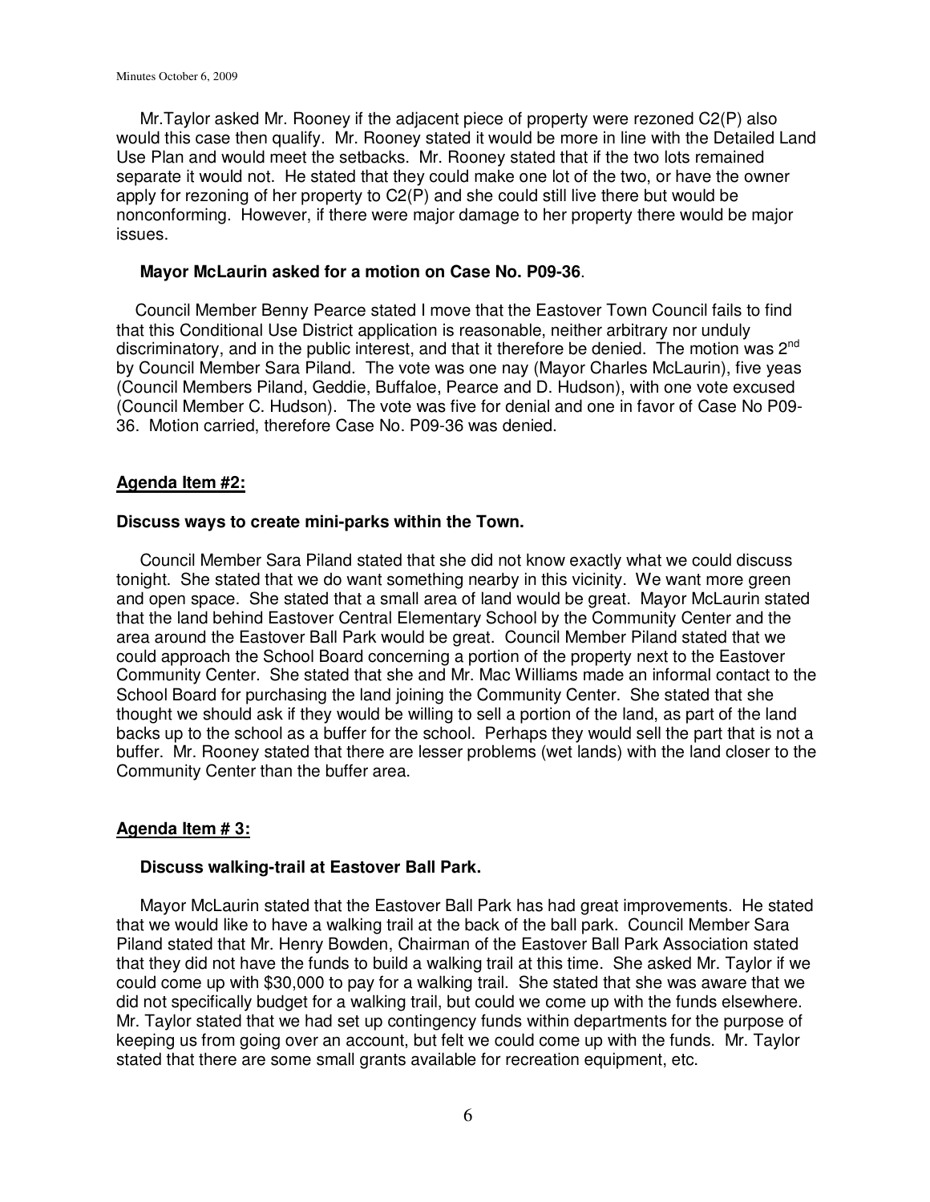Mr.Taylor asked Mr. Rooney if the adjacent piece of property were rezoned C2(P) also would this case then qualify. Mr. Rooney stated it would be more in line with the Detailed Land Use Plan and would meet the setbacks. Mr. Rooney stated that if the two lots remained separate it would not. He stated that they could make one lot of the two, or have the owner apply for rezoning of her property to C2(P) and she could still live there but would be nonconforming. However, if there were major damage to her property there would be major issues.

**Mayor McLaurin asked for a motion on Case No. P09-36**.

Council Member Benny Pearce stated I move that the Eastover Town Council fails to find that this Conditional Use District application is reasonable, neither arbitrary nor unduly discriminatory, and in the public interest, and that it therefore be denied. The motion was 2nd by Council Member Sara Piland. The vote was one nay (Mayor Charles McLaurin), five yeas (Council Members Piland, Geddie, Buffaloe, Pearce and D. Hudson), with one vote excused (Council Member C. Hudson). The vote was five for denial and one in favor of Case No P09-36. Motion carried, therefore Case No. P09-36 was denied.

## Agenda Item #2:

**Discuss ways to create mini-parks within the Town.**

Council Member Sara Piland stated that she did not know exactly what we could discuss tonight. She stated that we do want something nearby in this vicinity. We want more green and open space. She stated that a small area of land would be great. Mayor McLaurin stated that the land behind Eastover Central Elementary School by the Community Center and the area around the Eastover Ball Park would be great. Council Member Piland stated that we could approach the School Board concerning a portion of the property next to the Eastover Community Center. She stated that she and Mr. Mac Williams made an informal contact to the School Board for purchasing the land joining the Community Center. She stated that she thought we should ask if they would be willing to sell a portion of the land, as part of the land backs up to the school as a buffer for the school. Perhaps they would sell the part that is not a buffer. Mr. Rooney stated that there are lesser problems (wet lands) with the land closer to the Community Center than the buffer area.

## Agenda Item # 3:

**Discuss walking-trail at Eastover Ball Park.**

Mayor McLaurin stated that the Eastover Ball Park has had great improvements. He stated that we would like to have a walking trail at the back of the ball park. Council Member Sara Piland stated that Mr. Henry Bowden, Chairman of the Eastover Ball Park Association stated that they did not have the funds to build a walking trail at this time. She asked Mr. Taylor if we could come up with $30,000 to pay for a walking trail. She stated that she was aware that we did not specifically budget for a walking trail, but could we come up with the funds elsewhere. Mr. Taylor stated that we had set up contingency funds within departments for the purpose of keeping us from going over an account, but felt we could come up with the funds. Mr. Taylor stated that there are some small grants available for recreation equipment, etc.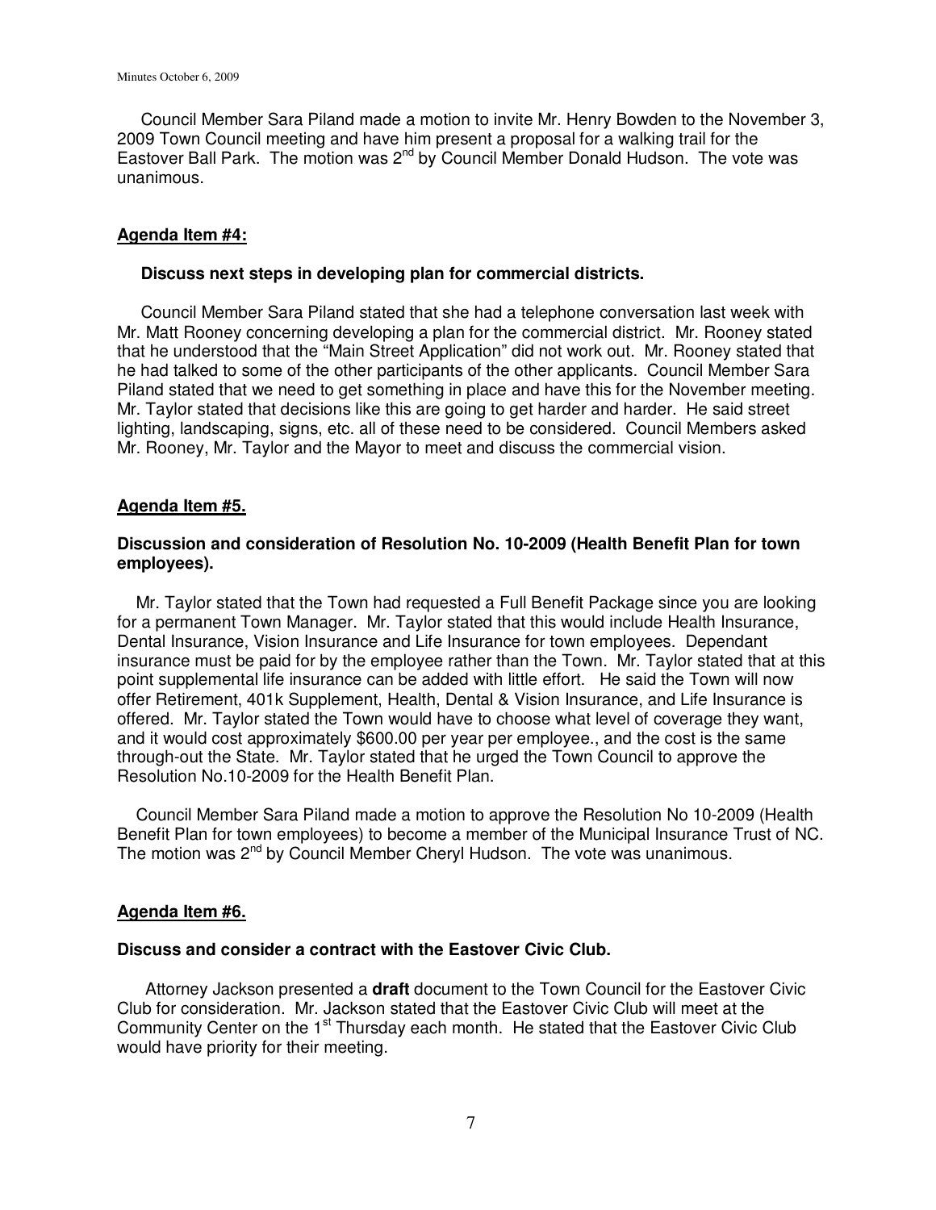Council Member Sara Piland made a motion to invite Mr. Henry Bowden to the November 3, 2009 Town Council meeting and have him present a proposal for a walking trail for the Eastover Ball Park. The motion was 2nd by Council Member Donald Hudson. The vote was unanimous.

## Agenda Item #4:

**Discuss next steps in developing plan for commercial districts.**

Council Member Sara Piland stated that she had a telephone conversation last week with Mr. Matt Rooney concerning developing a plan for the commercial district. Mr. Rooney stated that he understood that the "Main Street Application" did not work out. Mr. Rooney stated that he had talked to some of the other participants of the other applicants. Council Member Sara Piland stated that we need to get something in place and have this for the November meeting. Mr. Taylor stated that decisions like this are going to get harder and harder. He said street lighting, landscaping, signs, etc. all of these need to be considered. Council Members asked Mr. Rooney, Mr. Taylor and the Mayor to meet and discuss the commercial vision.

## Agenda Item #5.

**Discussion and consideration of Resolution No. 10-2009 (Health Benefit Plan for town employees).**

Mr. Taylor stated that the Town had requested a Full Benefit Package since you are looking for a permanent Town Manager. Mr. Taylor stated that this would include Health Insurance, Dental Insurance, Vision Insurance and Life Insurance for town employees. Dependant insurance must be paid for by the employee rather than the Town. Mr. Taylor stated that at this point supplemental life insurance can be added with little effort. He said the Town will now offer Retirement, 401k Supplement, Health, Dental & Vision Insurance, and Life Insurance is offered. Mr. Taylor stated the Town would have to choose what level of coverage they want, and it would cost approximately $600.00 per year per employee., and the cost is the same through-out the State. Mr. Taylor stated that he urged the Town Council to approve the Resolution No.10-2009 for the Health Benefit Plan.

Council Member Sara Piland made a motion to approve the Resolution No 10-2009 (Health Benefit Plan for town employees) to become a member of the Municipal Insurance Trust of NC. The motion was 2nd by Council Member Cheryl Hudson. The vote was unanimous.

## Agenda Item #6.

**Discuss and consider a contract with the Eastover Civic Club.**

Attorney Jackson presented a **draft** document to the Town Council for the Eastover Civic Club for consideration. Mr. Jackson stated that the Eastover Civic Club will meet at the Community Center on the 1st Thursday each month. He stated that the Eastover Civic Club would have priority for their meeting.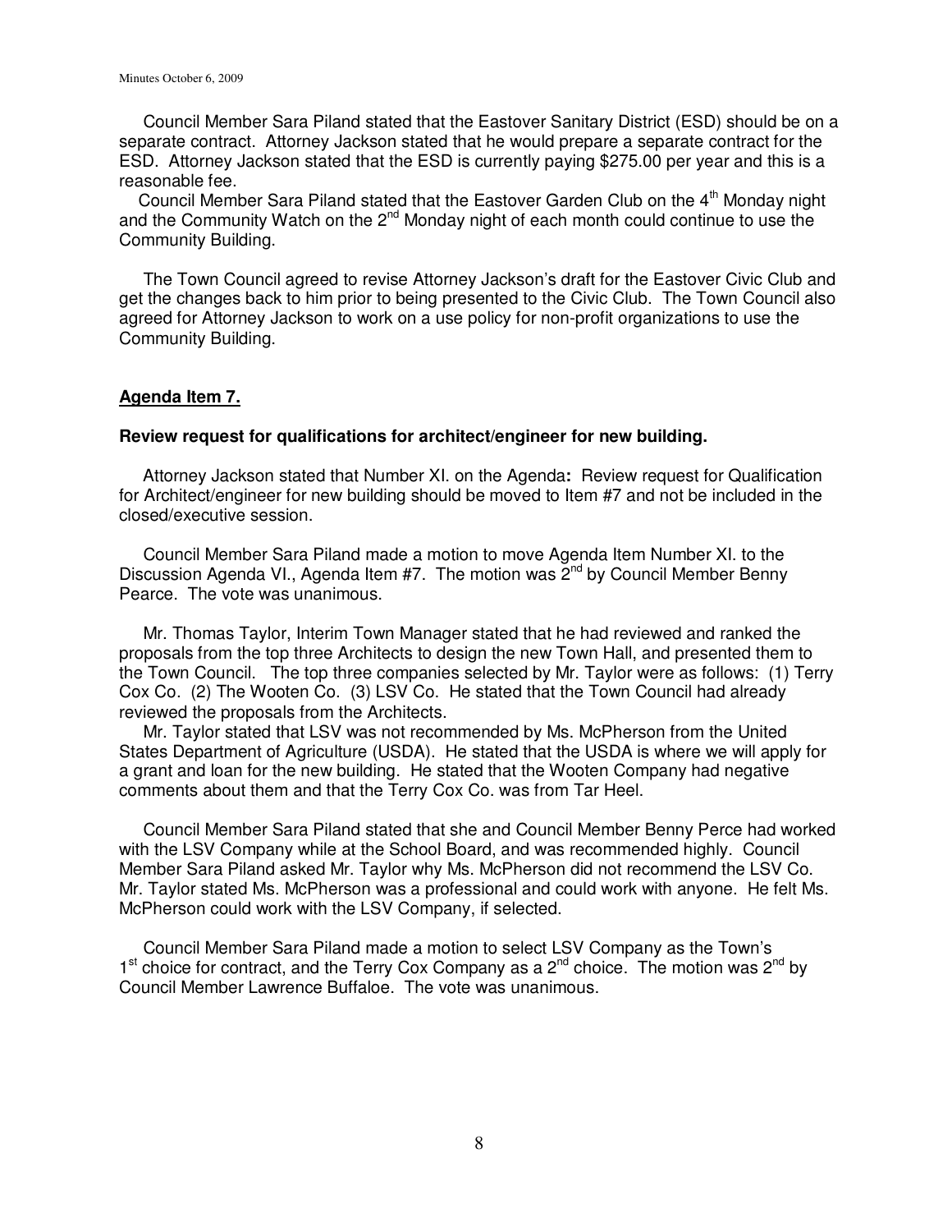Council Member Sara Piland stated that the Eastover Sanitary District (ESD) should be on a separate contract. Attorney Jackson stated that he would prepare a separate contract for the ESD. Attorney Jackson stated that the ESD is currently paying $275.00 per year and this is a reasonable fee.

Council Member Sara Piland stated that the Eastover Garden Club on the 4th Monday night and the Community Watch on the 2nd Monday night of each month could continue to use the Community Building.

The Town Council agreed to revise Attorney Jackson's draft for the Eastover Civic Club and get the changes back to him prior to being presented to the Civic Club. The Town Council also agreed for Attorney Jackson to work on a use policy for non-profit organizations to use the Community Building.

**Agenda Item 7.**

**Review request for qualifications for architect/engineer for new building.**

Attorney Jackson stated that Number XI. on the Agenda**:** Review request for Qualification for Architect/engineer for new building should be moved to Item #7 and not be included in the closed/executive session.

Council Member Sara Piland made a motion to move Agenda Item Number XI. to the Discussion Agenda VI., Agenda Item #7. The motion was 2nd by Council Member Benny Pearce. The vote was unanimous.

Mr. Thomas Taylor, Interim Town Manager stated that he had reviewed and ranked the proposals from the top three Architects to design the new Town Hall, and presented them to the Town Council. The top three companies selected by Mr. Taylor were as follows: (1) Terry Cox Co. (2) The Wooten Co. (3) LSV Co. He stated that the Town Council had already reviewed the proposals from the Architects.

Mr. Taylor stated that LSV was not recommended by Ms. McPherson from the United States Department of Agriculture (USDA). He stated that the USDA is where we will apply for a grant and loan for the new building. He stated that the Wooten Company had negative comments about them and that the Terry Cox Co. was from Tar Heel.

Council Member Sara Piland stated that she and Council Member Benny Perce had worked with the LSV Company while at the School Board, and was recommended highly. Council Member Sara Piland asked Mr. Taylor why Ms. McPherson did not recommend the LSV Co. Mr. Taylor stated Ms. McPherson was a professional and could work with anyone. He felt Ms. McPherson could work with the LSV Company, if selected.

Council Member Sara Piland made a motion to select LSV Company as the Town's 1st choice for contract, and the Terry Cox Company as a 2nd choice. The motion was 2nd by Council Member Lawrence Buffaloe. The vote was unanimous.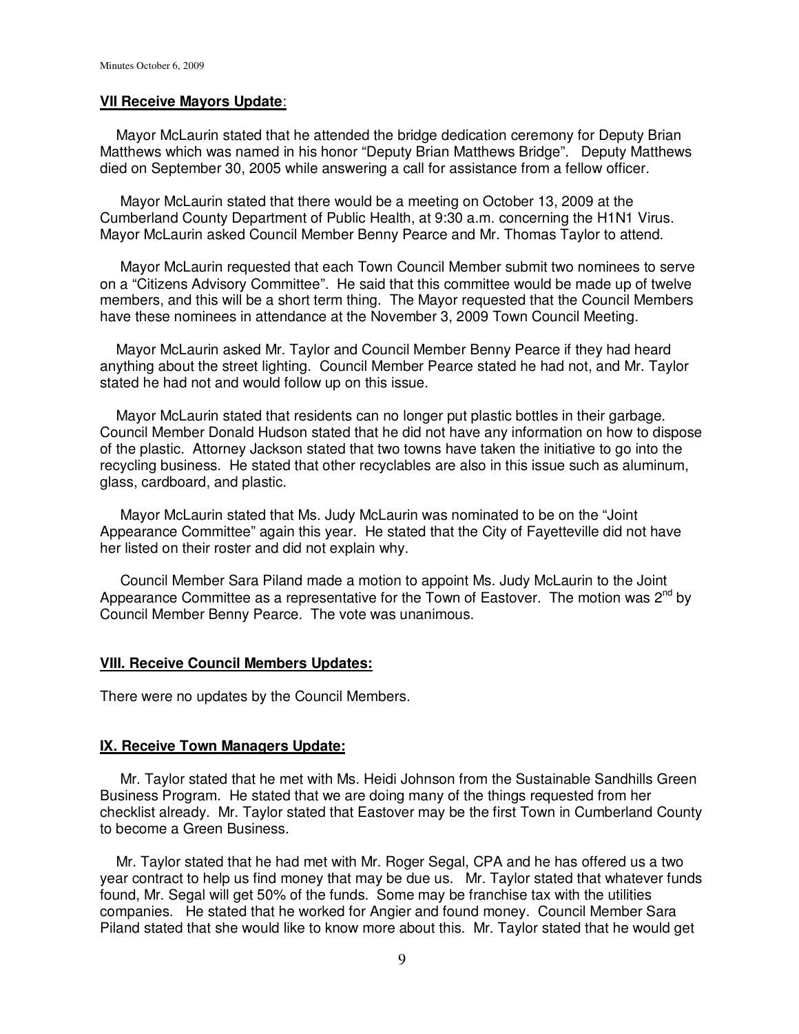### **VII Receive Mayors Update**:

Mayor McLaurin stated that he attended the bridge dedication ceremony for Deputy Brian Matthews which was named in his honor "Deputy Brian Matthews Bridge". Deputy Matthews died on September 30, 2005 while answering a call for assistance from a fellow officer.

Mayor McLaurin stated that there would be a meeting on October 13, 2009 at the Cumberland County Department of Public Health, at 9:30 a.m. concerning the H1N1 Virus. Mayor McLaurin asked Council Member Benny Pearce and Mr. Thomas Taylor to attend.

Mayor McLaurin requested that each Town Council Member submit two nominees to serve on a "Citizens Advisory Committee". He said that this committee would be made up of twelve members, and this will be a short term thing. The Mayor requested that the Council Members have these nominees in attendance at the November 3, 2009 Town Council Meeting.

Mayor McLaurin asked Mr. Taylor and Council Member Benny Pearce if they had heard anything about the street lighting. Council Member Pearce stated he had not, and Mr. Taylor stated he had not and would follow up on this issue.

Mayor McLaurin stated that residents can no longer put plastic bottles in their garbage. Council Member Donald Hudson stated that he did not have any information on how to dispose of the plastic. Attorney Jackson stated that two towns have taken the initiative to go into the recycling business. He stated that other recyclables are also in this issue such as aluminum, glass, cardboard, and plastic.

Mayor McLaurin stated that Ms. Judy McLaurin was nominated to be on the "Joint Appearance Committee" again this year. He stated that the City of Fayetteville did not have her listed on their roster and did not explain why.

Council Member Sara Piland made a motion to appoint Ms. Judy McLaurin to the Joint Appearance Committee as a representative for the Town of Eastover. The motion was 2nd by Council Member Benny Pearce. The vote was unanimous.

### **VIII. Receive Council Members Updates:**

There were no updates by the Council Members.

### **IX. Receive Town Managers Update:**

Mr. Taylor stated that he met with Ms. Heidi Johnson from the Sustainable Sandhills Green Business Program. He stated that we are doing many of the things requested from her checklist already. Mr. Taylor stated that Eastover may be the first Town in Cumberland County to become a Green Business.

Mr. Taylor stated that he had met with Mr. Roger Segal, CPA and he has offered us a two year contract to help us find money that may be due us. Mr. Taylor stated that whatever funds found, Mr. Segal will get 50% of the funds. Some may be franchise tax with the utilities companies. He stated that he worked for Angier and found money. Council Member Sara Piland stated that she would like to know more about this. Mr. Taylor stated that he would get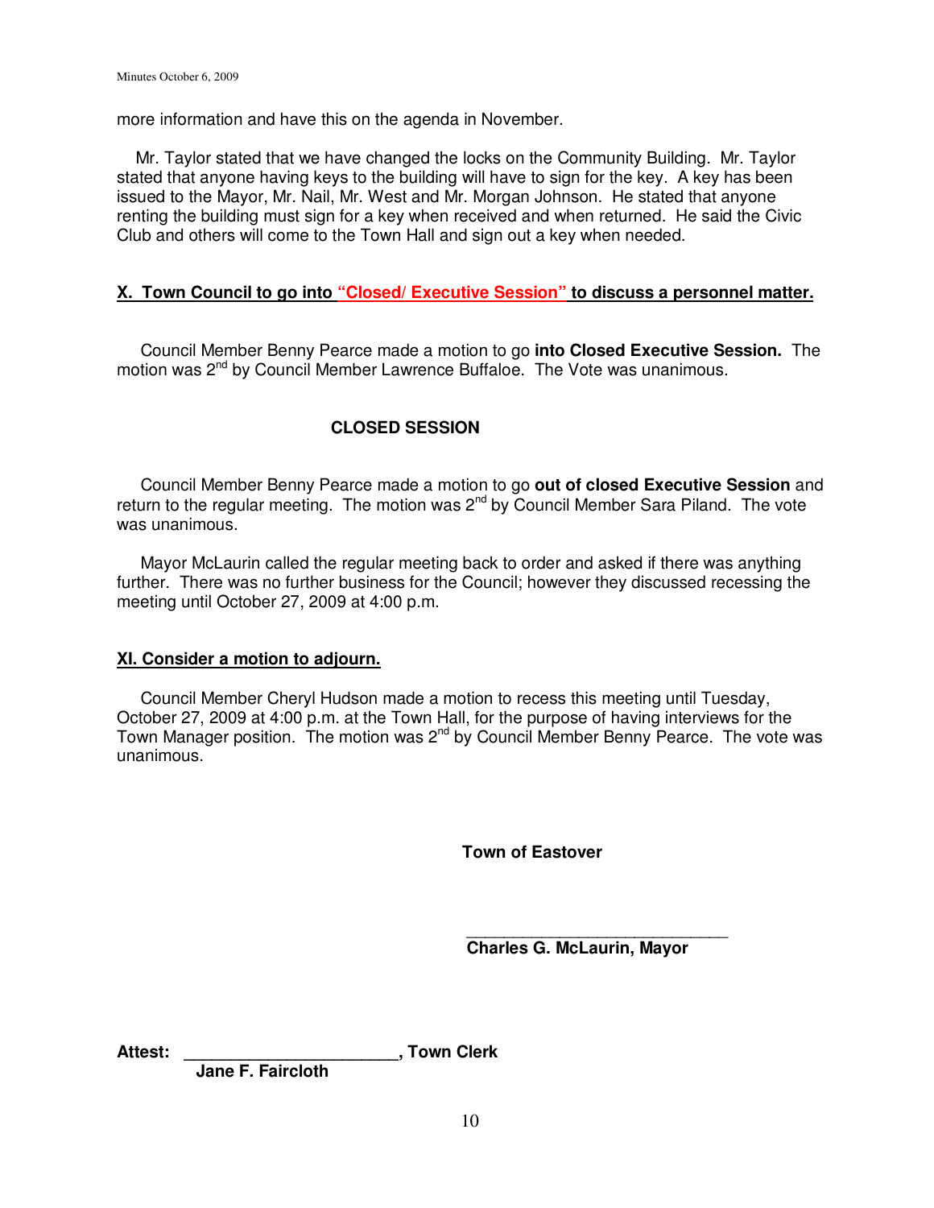more information and have this on the agenda in November.

Mr. Taylor stated that we have changed the locks on the Community Building. Mr. Taylor stated that anyone having keys to the building will have to sign for the key. A key has been issued to the Mayor, Mr. Nail, Mr. West and Mr. Morgan Johnson. He stated that anyone renting the building must sign for a key when received and when returned. He said the Civic Club and others will come to the Town Hall and sign out a key when needed.

## X. Town Council to go into "Closed/ Executive Session" to discuss a personnel matter.

Council Member Benny Pearce made a motion to go **into Closed Executive Session.** The motion was 2nd by Council Member Lawrence Buffaloe. The Vote was unanimous.

**CLOSED SESSION**

Council Member Benny Pearce made a motion to go **out of closed Executive Session** and return to the regular meeting. The motion was 2nd by Council Member Sara Piland. The vote was unanimous.

Mayor McLaurin called the regular meeting back to order and asked if there was anything further. There was no further business for the Council; however they discussed recessing the meeting until October 27, 2009 at 4:00 p.m.

## XI. Consider a motion to adjourn.

Council Member Cheryl Hudson made a motion to recess this meeting until Tuesday, October 27, 2009 at 4:00 p.m. at the Town Hall, for the purpose of having interviews for the Town Manager position. The motion was 2nd by Council Member Benny Pearce. The vote was unanimous.

**Town of Eastover**

_____________________________

**Charles G. McLaurin, Mayor**

**Attest: _______________________, Town Clerk**
**Jane F. Faircloth**